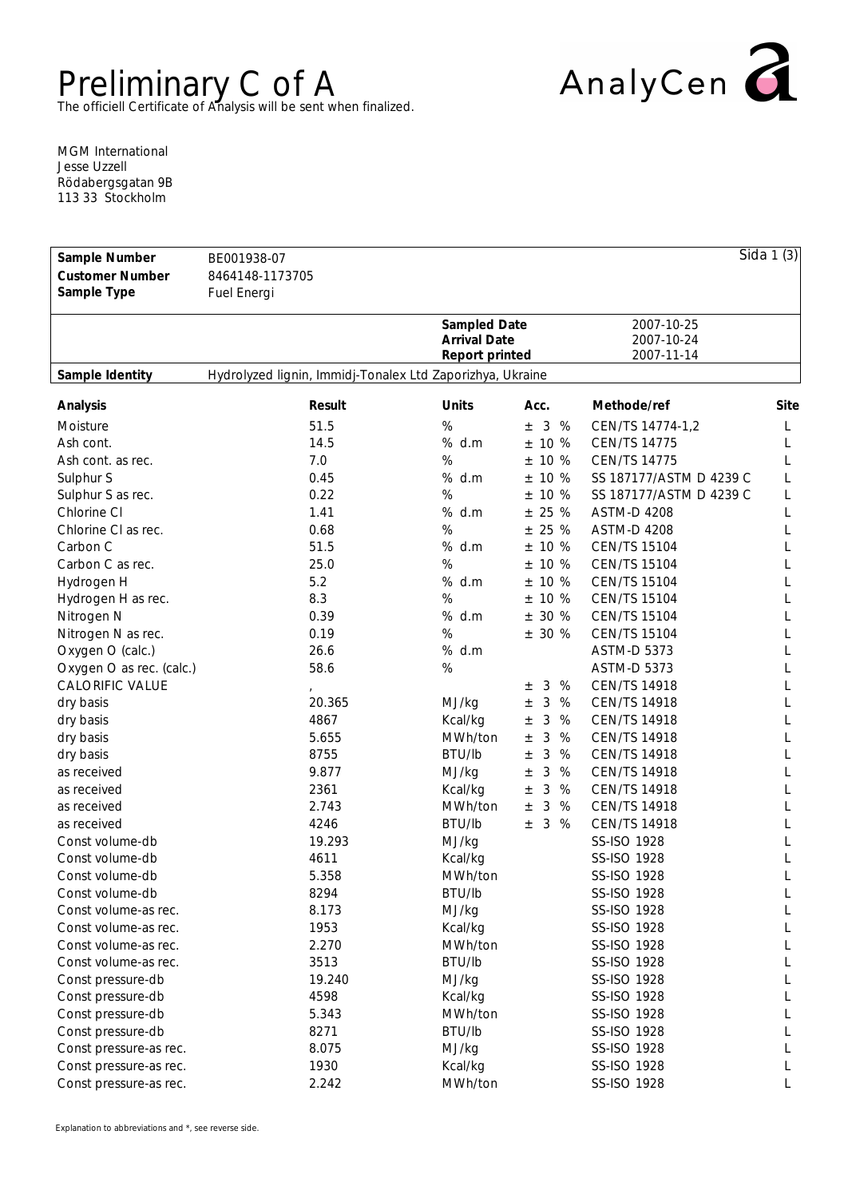# Preliminary C of A

The officiell Certificate of Analysis will be sent when finalized.

AnalyCen

MGM International
Jesse Uzzell
Rödabergsgatan 9B
113 33 Stockholm

| | | | |
|---|---|---|---|
| **Sample Number** | BE001938-07 | | Sida 1 (3) |
| **Customer Number** | 8464148-1173705 | | |
| **Sample Type** | Fuel Energi | | |
| | | **Sampled Date** | 2007-10-25 |
| | | **Arrival Date** | 2007-10-24 |
| | | **Report printed** | 2007-11-14 |
| **Sample Identity** | Hydrolyzed lignin, Immidj-Tonalex Ltd Zaporizhya, Ukraine | | |

| Analysis | Result | Units | Acc. | Methode/ref | Site |
|---|---|---|---|---|---|
| Moisture | 51.5 | % | ± 3 % | CEN/TS 14774-1,2 | L |
| Ash cont. | 14.5 | % d.m | ± 10 % | CEN/TS 14775 | L |
| Ash cont. as rec. | 7.0 | % | ± 10 % | CEN/TS 14775 | L |
| Sulphur S | 0.45 | % d.m | ± 10 % | SS 187177/ASTM D 4239 C | L |
| Sulphur S as rec. | 0.22 | % | ± 10 % | SS 187177/ASTM D 4239 C | L |
| Chlorine Cl | 1.41 | % d.m | ± 25 % | ASTM-D 4208 | L |
| Chlorine Cl as rec. | 0.68 | % | ± 25 % | ASTM-D 4208 | L |
| Carbon C | 51.5 | % d.m | ± 10 % | CEN/TS 15104 | L |
| Carbon C as rec. | 25.0 | % | ± 10 % | CEN/TS 15104 | L |
| Hydrogen H | 5.2 | % d.m | ± 10 % | CEN/TS 15104 | L |
| Hydrogen H as rec. | 8.3 | % | ± 10 % | CEN/TS 15104 | L |
| Nitrogen N | 0.39 | % d.m | ± 30 % | CEN/TS 15104 | L |
| Nitrogen N as rec. | 0.19 | % | ± 30 % | CEN/TS 15104 | L |
| Oxygen O (calc.) | 26.6 | % d.m | | ASTM-D 5373 | L |
| Oxygen O as rec. (calc.) | 58.6 | % | | ASTM-D 5373 | L |
| CALORIFIC VALUE | , | | ± 3 % | CEN/TS 14918 | L |
| dry basis | 20.365 | MJ/kg | ± 3 % | CEN/TS 14918 | L |
| dry basis | 4867 | Kcal/kg | ± 3 % | CEN/TS 14918 | L |
| dry basis | 5.655 | MWh/ton | ± 3 % | CEN/TS 14918 | L |
| dry basis | 8755 | BTU/lb | ± 3 % | CEN/TS 14918 | L |
| as received | 9.877 | MJ/kg | ± 3 % | CEN/TS 14918 | L |
| as received | 2361 | Kcal/kg | ± 3 % | CEN/TS 14918 | L |
| as received | 2.743 | MWh/ton | ± 3 % | CEN/TS 14918 | L |
| as received | 4246 | BTU/lb | ± 3 % | CEN/TS 14918 | L |
| Const volume-db | 19.293 | MJ/kg | | SS-ISO 1928 | L |
| Const volume-db | 4611 | Kcal/kg | | SS-ISO 1928 | L |
| Const volume-db | 5.358 | MWh/ton | | SS-ISO 1928 | L |
| Const volume-db | 8294 | BTU/lb | | SS-ISO 1928 | L |
| Const volume-as rec. | 8.173 | MJ/kg | | SS-ISO 1928 | L |
| Const volume-as rec. | 1953 | Kcal/kg | | SS-ISO 1928 | L |
| Const volume-as rec. | 2.270 | MWh/ton | | SS-ISO 1928 | L |
| Const volume-as rec. | 3513 | BTU/lb | | SS-ISO 1928 | L |
| Const pressure-db | 19.240 | MJ/kg | | SS-ISO 1928 | L |
| Const pressure-db | 4598 | Kcal/kg | | SS-ISO 1928 | L |
| Const pressure-db | 5.343 | MWh/ton | | SS-ISO 1928 | L |
| Const pressure-db | 8271 | BTU/lb | | SS-ISO 1928 | L |
| Const pressure-as rec. | 8.075 | MJ/kg | | SS-ISO 1928 | L |
| Const pressure-as rec. | 1930 | Kcal/kg | | SS-ISO 1928 | L |
| Const pressure-as rec. | 2.242 | MWh/ton | | SS-ISO 1928 | L |

Explanation to abbreviations and *, see reverse side.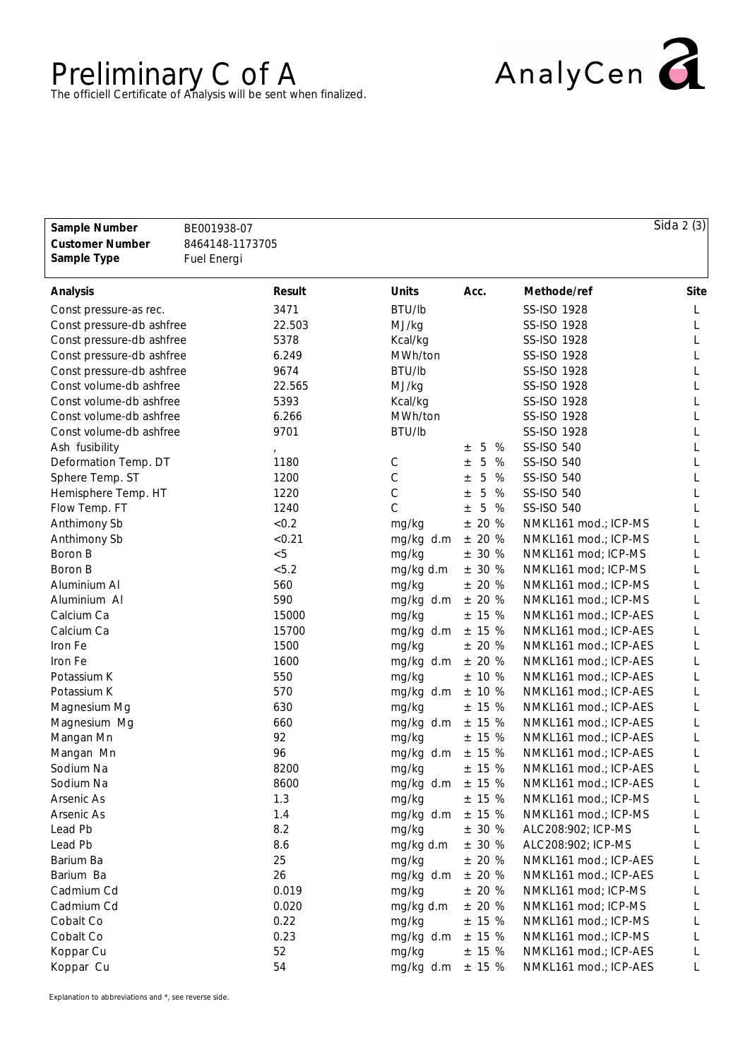# Preliminary C of A

The officiell Certificate of Analysis will be sent when finalized.

AnalyCen

| | |
|---|---|
| **Sample Number** | BE001938-07 |
| **Customer Number** | 8464148-1173705 |
| **Sample Type** | Fuel Energi |

| Analysis | Result | Units | Acc. | Methode/ref | Site |
|---|---|---|---|---|---|
| Const pressure-as rec. | 3471 | BTU/lb | | SS-ISO 1928 | L |
| Const pressure-db ashfree | 22.503 | MJ/kg | | SS-ISO 1928 | L |
| Const pressure-db ashfree | 5378 | Kcal/kg | | SS-ISO 1928 | L |
| Const pressure-db ashfree | 6.249 | MWh/ton | | SS-ISO 1928 | L |
| Const pressure-db ashfree | 9674 | BTU/lb | | SS-ISO 1928 | L |
| Const volume-db ashfree | 22.565 | MJ/kg | | SS-ISO 1928 | L |
| Const volume-db ashfree | 5393 | Kcal/kg | | SS-ISO 1928 | L |
| Const volume-db ashfree | 6.266 | MWh/ton | | SS-ISO 1928 | L |
| Const volume-db ashfree | 9701 | BTU/lb | | SS-ISO 1928 | L |
| Ash fusibility | , | | ± 5 % | SS-ISO 540 | L |
| Deformation Temp. DT | 1180 | C | ± 5 % | SS-ISO 540 | L |
| Sphere Temp. ST | 1200 | C | ± 5 % | SS-ISO 540 | L |
| Hemisphere Temp. HT | 1220 | C | ± 5 % | SS-ISO 540 | L |
| Flow Temp. FT | 1240 | C | ± 5 % | SS-ISO 540 | L |
| Anthimony Sb | <0.2 | mg/kg | ± 20 % | NMKL161 mod.; ICP-MS | L |
| Anthimony Sb | <0.21 | mg/kg d.m | ± 20 % | NMKL161 mod.; ICP-MS | L |
| Boron B | <5 | mg/kg | ± 30 % | NMKL161 mod; ICP-MS | L |
| Boron B | <5.2 | mg/kg d.m | ± 30 % | NMKL161 mod; ICP-MS | L |
| Aluminium Al | 560 | mg/kg | ± 20 % | NMKL161 mod.; ICP-MS | L |
| Aluminium Al | 590 | mg/kg d.m | ± 20 % | NMKL161 mod.; ICP-MS | L |
| Calcium Ca | 15000 | mg/kg | ± 15 % | NMKL161 mod.; ICP-AES | L |
| Calcium Ca | 15700 | mg/kg d.m | ± 15 % | NMKL161 mod.; ICP-AES | L |
| Iron Fe | 1500 | mg/kg | ± 20 % | NMKL161 mod.; ICP-AES | L |
| Iron Fe | 1600 | mg/kg d.m | ± 20 % | NMKL161 mod.; ICP-AES | L |
| Potassium K | 550 | mg/kg | ± 10 % | NMKL161 mod.; ICP-AES | L |
| Potassium K | 570 | mg/kg d.m | ± 10 % | NMKL161 mod.; ICP-AES | L |
| Magnesium Mg | 630 | mg/kg | ± 15 % | NMKL161 mod.; ICP-AES | L |
| Magnesium Mg | 660 | mg/kg d.m | ± 15 % | NMKL161 mod.; ICP-AES | L |
| Mangan Mn | 92 | mg/kg | ± 15 % | NMKL161 mod.; ICP-AES | L |
| Mangan Mn | 96 | mg/kg d.m | ± 15 % | NMKL161 mod.; ICP-AES | L |
| Sodium Na | 8200 | mg/kg | ± 15 % | NMKL161 mod.; ICP-AES | L |
| Sodium Na | 8600 | mg/kg d.m | ± 15 % | NMKL161 mod.; ICP-AES | L |
| Arsenic As | 1.3 | mg/kg | ± 15 % | NMKL161 mod.; ICP-MS | L |
| Arsenic As | 1.4 | mg/kg d.m | ± 15 % | NMKL161 mod.; ICP-MS | L |
| Lead Pb | 8.2 | mg/kg | ± 30 % | ALC208:902; ICP-MS | L |
| Lead Pb | 8.6 | mg/kg d.m | ± 30 % | ALC208:902; ICP-MS | L |
| Barium Ba | 25 | mg/kg | ± 20 % | NMKL161 mod.; ICP-AES | L |
| Barium Ba | 26 | mg/kg d.m | ± 20 % | NMKL161 mod.; ICP-AES | L |
| Cadmium Cd | 0.019 | mg/kg | ± 20 % | NMKL161 mod; ICP-MS | L |
| Cadmium Cd | 0.020 | mg/kg d.m | ± 20 % | NMKL161 mod; ICP-MS | L |
| Cobalt Co | 0.22 | mg/kg | ± 15 % | NMKL161 mod.; ICP-MS | L |
| Cobalt Co | 0.23 | mg/kg d.m | ± 15 % | NMKL161 mod.; ICP-MS | L |
| Koppar Cu | 52 | mg/kg | ± 15 % | NMKL161 mod.; ICP-AES | L |
| Koppar Cu | 54 | mg/kg d.m | ± 15 % | NMKL161 mod.; ICP-AES | L |

Explanation to abbreviations and *, see reverse side.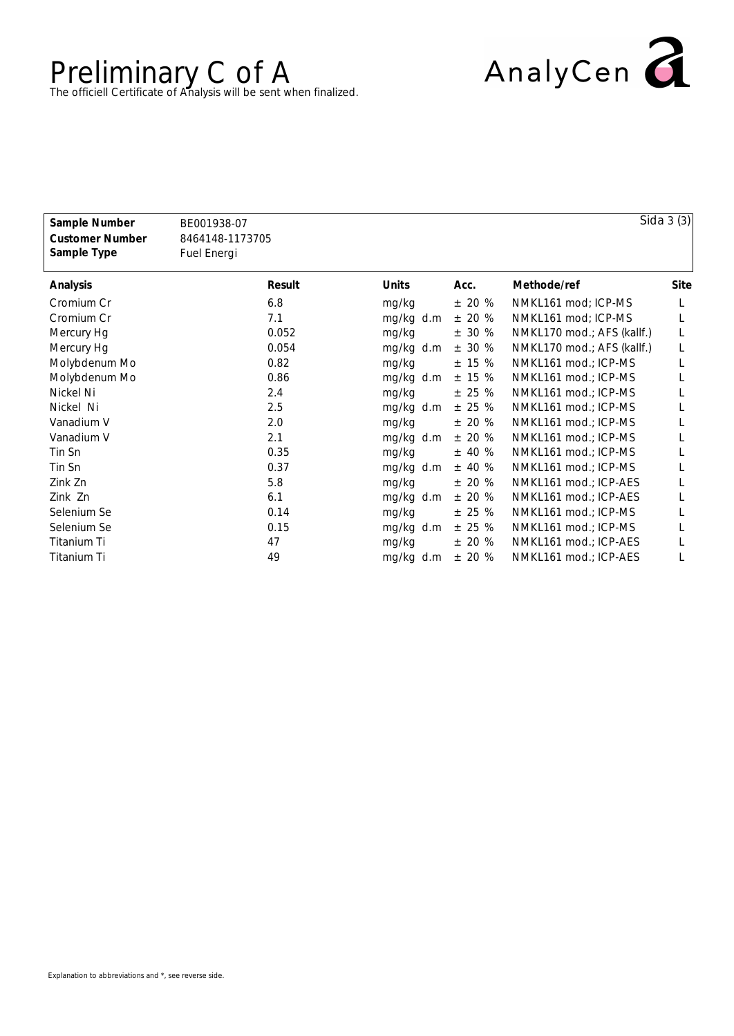# Preliminary C of A

The officiell Certificate of Analysis will be sent when finalized.

AnalyCen

| | |
|---|---|
| **Sample Number** | BE001938-07 |
| **Customer Number** | 8464148-1173705 |
| **Sample Type** | Fuel Energi |

| Analysis | Result | Units | Acc. | Methode/ref | Site |
|---|---|---|---|---|---|
| Cromium Cr | 6.8 | mg/kg | ± 20 % | NMKL161 mod; ICP-MS | L |
| Cromium Cr | 7.1 | mg/kg d.m | ± 20 % | NMKL161 mod; ICP-MS | L |
| Mercury Hg | 0.052 | mg/kg | ± 30 % | NMKL170 mod.; AFS (kallf.) | L |
| Mercury Hg | 0.054 | mg/kg d.m | ± 30 % | NMKL170 mod.; AFS (kallf.) | L |
| Molybdenum Mo | 0.82 | mg/kg | ± 15 % | NMKL161 mod.; ICP-MS | L |
| Molybdenum Mo | 0.86 | mg/kg d.m | ± 15 % | NMKL161 mod.; ICP-MS | L |
| Nickel Ni | 2.4 | mg/kg | ± 25 % | NMKL161 mod.; ICP-MS | L |
| Nickel Ni | 2.5 | mg/kg d.m | ± 25 % | NMKL161 mod.; ICP-MS | L |
| Vanadium V | 2.0 | mg/kg | ± 20 % | NMKL161 mod.; ICP-MS | L |
| Vanadium V | 2.1 | mg/kg d.m | ± 20 % | NMKL161 mod.; ICP-MS | L |
| Tin Sn | 0.35 | mg/kg | ± 40 % | NMKL161 mod.; ICP-MS | L |
| Tin Sn | 0.37 | mg/kg d.m | ± 40 % | NMKL161 mod.; ICP-MS | L |
| Zink Zn | 5.8 | mg/kg | ± 20 % | NMKL161 mod.; ICP-AES | L |
| Zink Zn | 6.1 | mg/kg d.m | ± 20 % | NMKL161 mod.; ICP-AES | L |
| Selenium Se | 0.14 | mg/kg | ± 25 % | NMKL161 mod.; ICP-MS | L |
| Selenium Se | 0.15 | mg/kg d.m | ± 25 % | NMKL161 mod.; ICP-MS | L |
| Titanium Ti | 47 | mg/kg | ± 20 % | NMKL161 mod.; ICP-AES | L |
| Titanium Ti | 49 | mg/kg d.m | ± 20 % | NMKL161 mod.; ICP-AES | L |

Explanation to abbreviations and *, see reverse side.